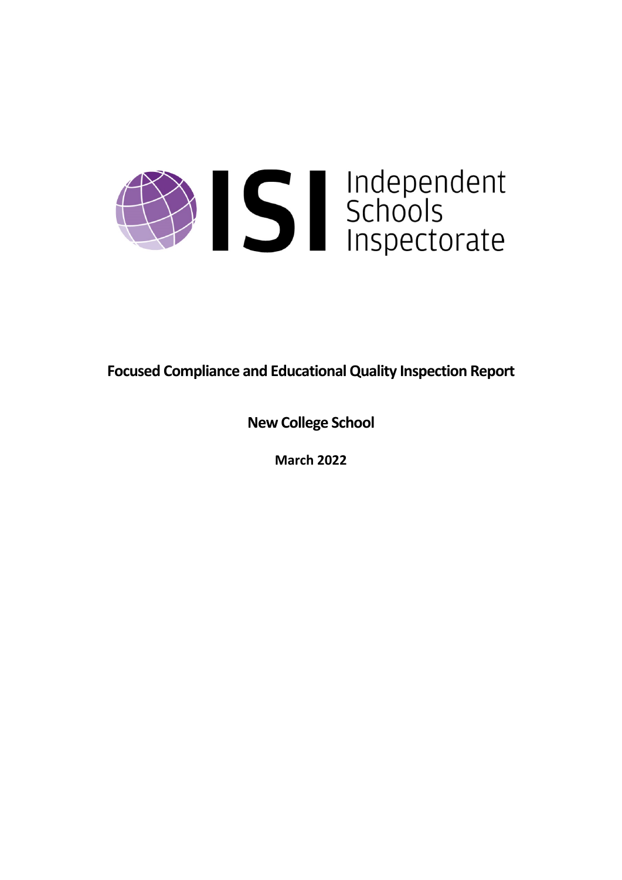ISI Independent Schools Inspectorate

# Focused Compliance and Educational Quality Inspection Report

## New College School

**March 2022**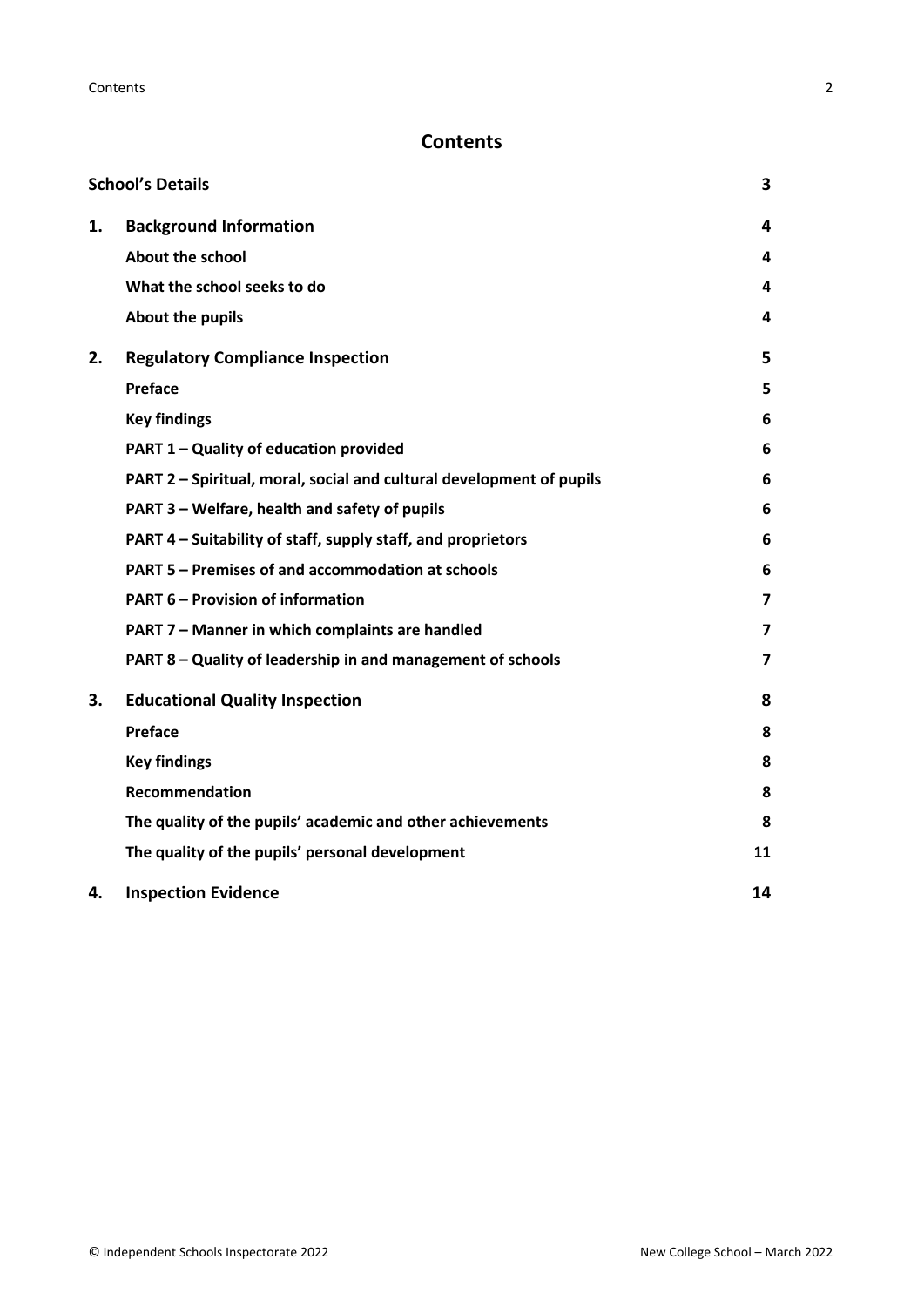# Contents

| | | |
|---|---|---|
| **School's Details** | | **3** |
| **1.** | **Background Information** | **4** |
| | **About the school** | **4** |
| | **What the school seeks to do** | **4** |
| | **About the pupils** | **4** |
| **2.** | **Regulatory Compliance Inspection** | **5** |
| | **Preface** | **5** |
| | **Key findings** | **6** |
| | **PART 1 – Quality of education provided** | **6** |
| | **PART 2 – Spiritual, moral, social and cultural development of pupils** | **6** |
| | **PART 3 – Welfare, health and safety of pupils** | **6** |
| | **PART 4 – Suitability of staff, supply staff, and proprietors** | **6** |
| | **PART 5 – Premises of and accommodation at schools** | **6** |
| | **PART 6 – Provision of information** | **7** |
| | **PART 7 – Manner in which complaints are handled** | **7** |
| | **PART 8 – Quality of leadership in and management of schools** | **7** |
| **3.** | **Educational Quality Inspection** | **8** |
| | **Preface** | **8** |
| | **Key findings** | **8** |
| | **Recommendation** | **8** |
| | **The quality of the pupils' academic and other achievements** | **8** |
| | **The quality of the pupils' personal development** | **11** |
| **4.** | **Inspection Evidence** | **14** |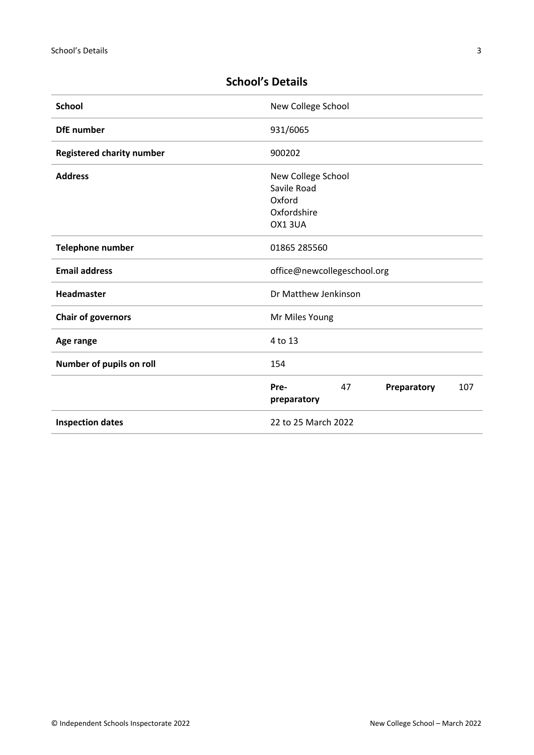## School's Details

| | |
|---|---|
| **School** | New College School |
| **DfE number** | 931/6065 |
| **Registered charity number** | 900202 |
| **Address** | New College School<br>Savile Road<br>Oxford<br>Oxfordshire<br>OX1 3UA |
| **Telephone number** | 01865 285560 |
| **Email address** | office@newcollegeschool.org |
| **Headmaster** | Dr Matthew Jenkinson |
| **Chair of governors** | Mr Miles Young |
| **Age range** | 4 to 13 |
| **Number of pupils on roll** | 154 |
| | **Pre-preparatory** 47 **Preparatory** 107 |
| **Inspection dates** | 22 to 25 March 2022 |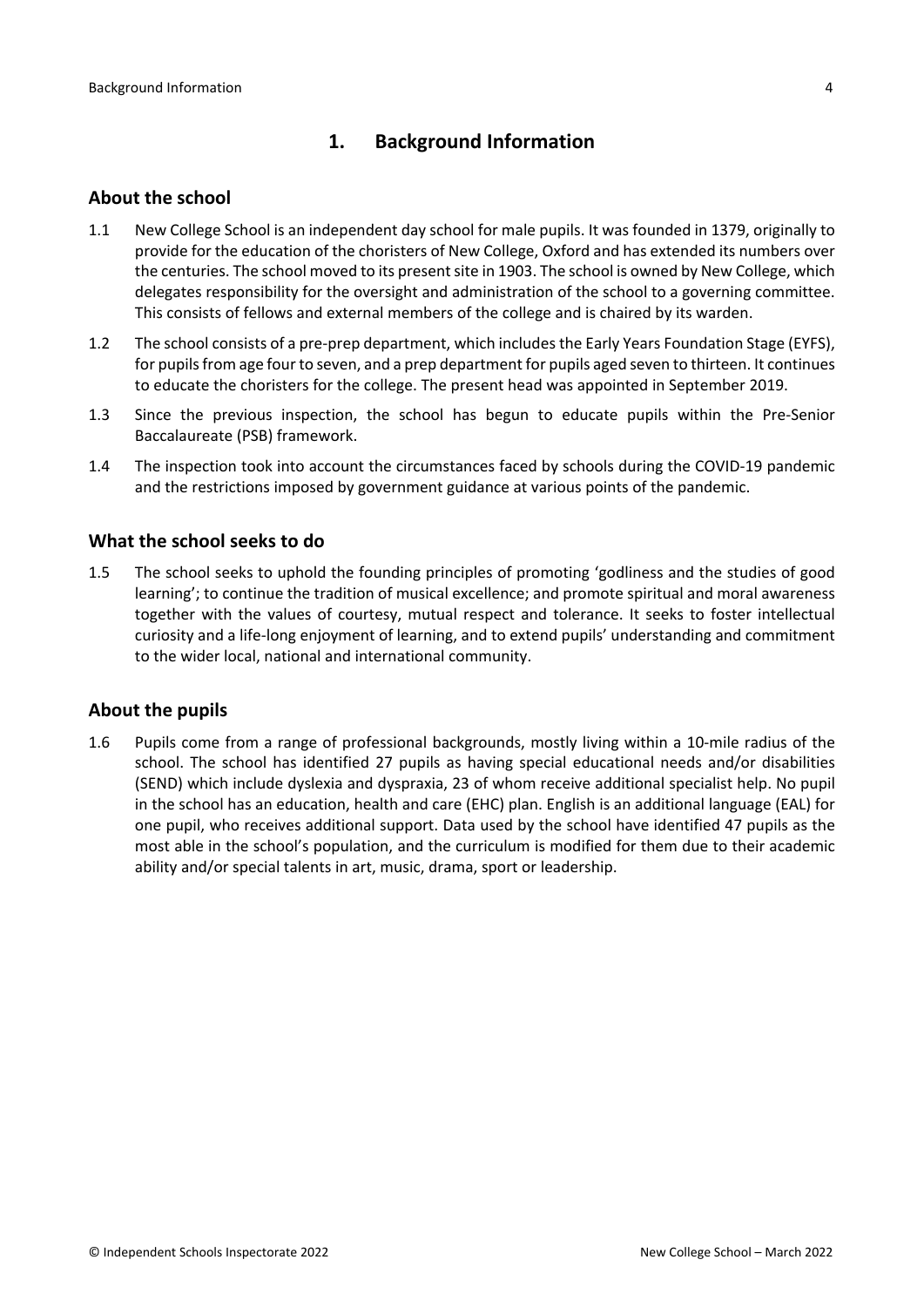## 1. Background Information

### About the school

1.1 New College School is an independent day school for male pupils. It was founded in 1379, originally to provide for the education of the choristers of New College, Oxford and has extended its numbers over the centuries. The school moved to its present site in 1903. The school is owned by New College, which delegates responsibility for the oversight and administration of the school to a governing committee. This consists of fellows and external members of the college and is chaired by its warden.

1.2 The school consists of a pre-prep department, which includes the Early Years Foundation Stage (EYFS), for pupils from age four to seven, and a prep department for pupils aged seven to thirteen. It continues to educate the choristers for the college. The present head was appointed in September 2019.

1.3 Since the previous inspection, the school has begun to educate pupils within the Pre-Senior Baccalaureate (PSB) framework.

1.4 The inspection took into account the circumstances faced by schools during the COVID-19 pandemic and the restrictions imposed by government guidance at various points of the pandemic.

### What the school seeks to do

1.5 The school seeks to uphold the founding principles of promoting 'godliness and the studies of good learning'; to continue the tradition of musical excellence; and promote spiritual and moral awareness together with the values of courtesy, mutual respect and tolerance. It seeks to foster intellectual curiosity and a life-long enjoyment of learning, and to extend pupils' understanding and commitment to the wider local, national and international community.

### About the pupils

1.6 Pupils come from a range of professional backgrounds, mostly living within a 10-mile radius of the school. The school has identified 27 pupils as having special educational needs and/or disabilities (SEND) which include dyslexia and dyspraxia, 23 of whom receive additional specialist help. No pupil in the school has an education, health and care (EHC) plan. English is an additional language (EAL) for one pupil, who receives additional support. Data used by the school have identified 47 pupils as the most able in the school's population, and the curriculum is modified for them due to their academic ability and/or special talents in art, music, drama, sport or leadership.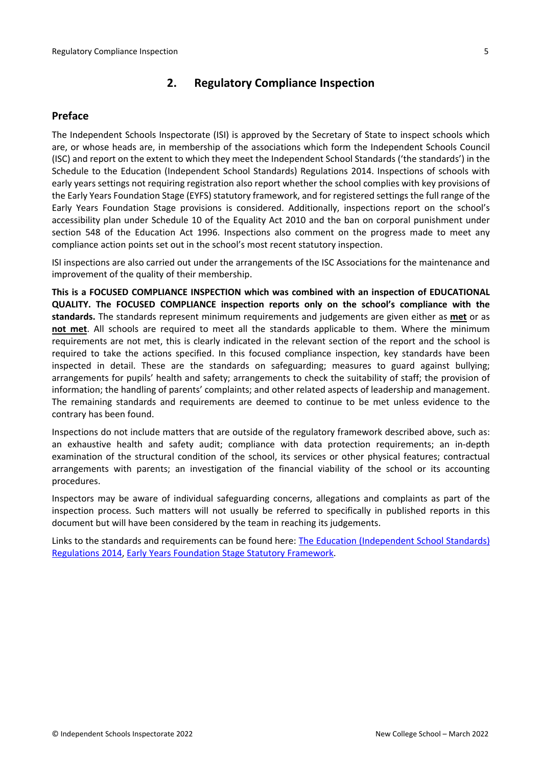## 2. Regulatory Compliance Inspection

### Preface

The Independent Schools Inspectorate (ISI) is approved by the Secretary of State to inspect schools which are, or whose heads are, in membership of the associations which form the Independent Schools Council (ISC) and report on the extent to which they meet the Independent School Standards ('the standards') in the Schedule to the Education (Independent School Standards) Regulations 2014. Inspections of schools with early years settings not requiring registration also report whether the school complies with key provisions of the Early Years Foundation Stage (EYFS) statutory framework, and for registered settings the full range of the Early Years Foundation Stage provisions is considered. Additionally, inspections report on the school's accessibility plan under Schedule 10 of the Equality Act 2010 and the ban on corporal punishment under section 548 of the Education Act 1996. Inspections also comment on the progress made to meet any compliance action points set out in the school's most recent statutory inspection.

ISI inspections are also carried out under the arrangements of the ISC Associations for the maintenance and improvement of the quality of their membership.

**This is a FOCUSED COMPLIANCE INSPECTION which was combined with an inspection of EDUCATIONAL QUALITY. The FOCUSED COMPLIANCE inspection reports only on the school's compliance with the standards.** The standards represent minimum requirements and judgements are given either as **met** or as **not met**. All schools are required to meet all the standards applicable to them. Where the minimum requirements are not met, this is clearly indicated in the relevant section of the report and the school is required to take the actions specified. In this focused compliance inspection, key standards have been inspected in detail. These are the standards on safeguarding; measures to guard against bullying; arrangements for pupils' health and safety; arrangements to check the suitability of staff; the provision of information; the handling of parents' complaints; and other related aspects of leadership and management. The remaining standards and requirements are deemed to continue to be met unless evidence to the contrary has been found.

Inspections do not include matters that are outside of the regulatory framework described above, such as: an exhaustive health and safety audit; compliance with data protection requirements; an in-depth examination of the structural condition of the school, its services or other physical features; contractual arrangements with parents; an investigation of the financial viability of the school or its accounting procedures.

Inspectors may be aware of individual safeguarding concerns, allegations and complaints as part of the inspection process. Such matters will not usually be referred to specifically in published reports in this document but will have been considered by the team in reaching its judgements.

Links to the standards and requirements can be found here: The Education (Independent School Standards) Regulations 2014, Early Years Foundation Stage Statutory Framework.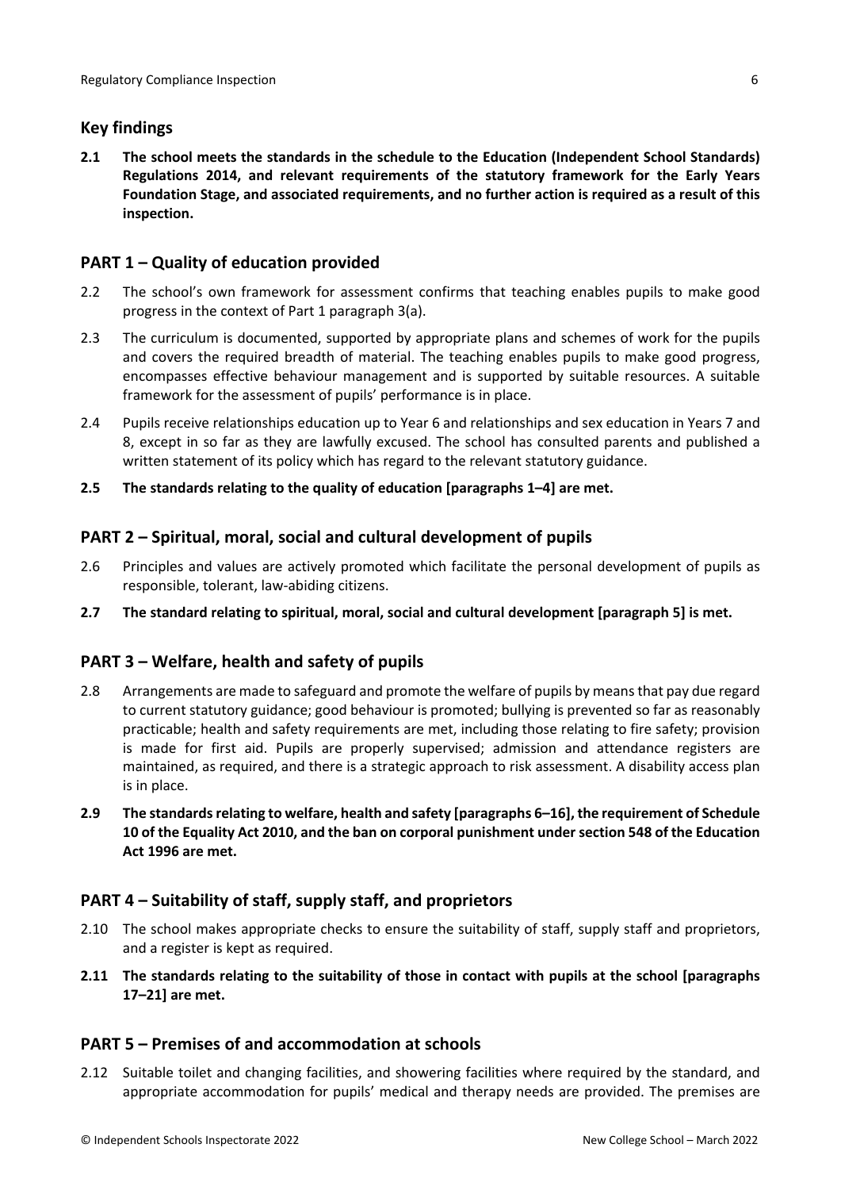## Key findings

**2.1 The school meets the standards in the schedule to the Education (Independent School Standards) Regulations 2014, and relevant requirements of the statutory framework for the Early Years Foundation Stage, and associated requirements, and no further action is required as a result of this inspection.**

## PART 1 – Quality of education provided

2.2 The school's own framework for assessment confirms that teaching enables pupils to make good progress in the context of Part 1 paragraph 3(a).

2.3 The curriculum is documented, supported by appropriate plans and schemes of work for the pupils and covers the required breadth of material. The teaching enables pupils to make good progress, encompasses effective behaviour management and is supported by suitable resources. A suitable framework for the assessment of pupils' performance is in place.

2.4 Pupils receive relationships education up to Year 6 and relationships and sex education in Years 7 and 8, except in so far as they are lawfully excused. The school has consulted parents and published a written statement of its policy which has regard to the relevant statutory guidance.

**2.5 The standards relating to the quality of education [paragraphs 1–4] are met.**

## PART 2 – Spiritual, moral, social and cultural development of pupils

2.6 Principles and values are actively promoted which facilitate the personal development of pupils as responsible, tolerant, law-abiding citizens.

**2.7 The standard relating to spiritual, moral, social and cultural development [paragraph 5] is met.**

## PART 3 – Welfare, health and safety of pupils

2.8 Arrangements are made to safeguard and promote the welfare of pupils by means that pay due regard to current statutory guidance; good behaviour is promoted; bullying is prevented so far as reasonably practicable; health and safety requirements are met, including those relating to fire safety; provision is made for first aid. Pupils are properly supervised; admission and attendance registers are maintained, as required, and there is a strategic approach to risk assessment. A disability access plan is in place.

**2.9 The standards relating to welfare, health and safety [paragraphs 6–16], the requirement of Schedule 10 of the Equality Act 2010, and the ban on corporal punishment under section 548 of the Education Act 1996 are met.**

## PART 4 – Suitability of staff, supply staff, and proprietors

2.10 The school makes appropriate checks to ensure the suitability of staff, supply staff and proprietors, and a register is kept as required.

**2.11 The standards relating to the suitability of those in contact with pupils at the school [paragraphs 17–21] are met.**

## PART 5 – Premises of and accommodation at schools

2.12 Suitable toilet and changing facilities, and showering facilities where required by the standard, and appropriate accommodation for pupils' medical and therapy needs are provided. The premises are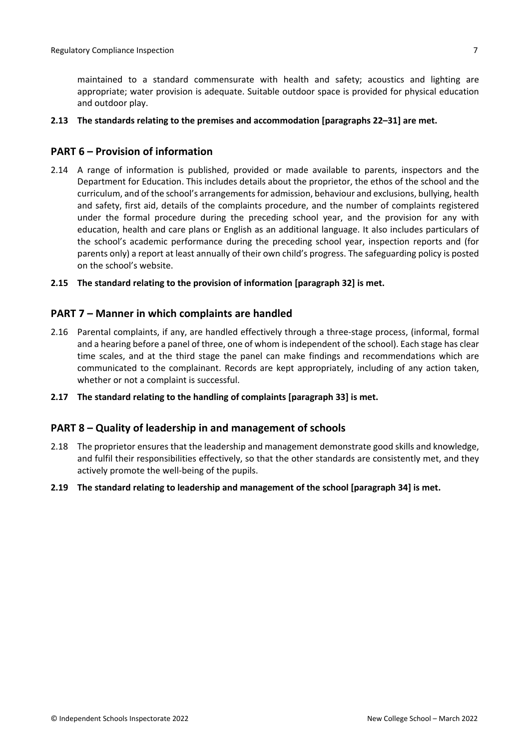maintained to a standard commensurate with health and safety; acoustics and lighting are appropriate; water provision is adequate. Suitable outdoor space is provided for physical education and outdoor play.

**2.13 The standards relating to the premises and accommodation [paragraphs 22–31] are met.**

## PART 6 – Provision of information

2.14 A range of information is published, provided or made available to parents, inspectors and the Department for Education. This includes details about the proprietor, the ethos of the school and the curriculum, and of the school's arrangements for admission, behaviour and exclusions, bullying, health and safety, first aid, details of the complaints procedure, and the number of complaints registered under the formal procedure during the preceding school year, and the provision for any with education, health and care plans or English as an additional language. It also includes particulars of the school's academic performance during the preceding school year, inspection reports and (for parents only) a report at least annually of their own child's progress. The safeguarding policy is posted on the school's website.

**2.15 The standard relating to the provision of information [paragraph 32] is met.**

## PART 7 – Manner in which complaints are handled

2.16 Parental complaints, if any, are handled effectively through a three-stage process, (informal, formal and a hearing before a panel of three, one of whom is independent of the school). Each stage has clear time scales, and at the third stage the panel can make findings and recommendations which are communicated to the complainant. Records are kept appropriately, including of any action taken, whether or not a complaint is successful.

**2.17 The standard relating to the handling of complaints [paragraph 33] is met.**

## PART 8 – Quality of leadership in and management of schools

2.18 The proprietor ensures that the leadership and management demonstrate good skills and knowledge, and fulfil their responsibilities effectively, so that the other standards are consistently met, and they actively promote the well-being of the pupils.

**2.19 The standard relating to leadership and management of the school [paragraph 34] is met.**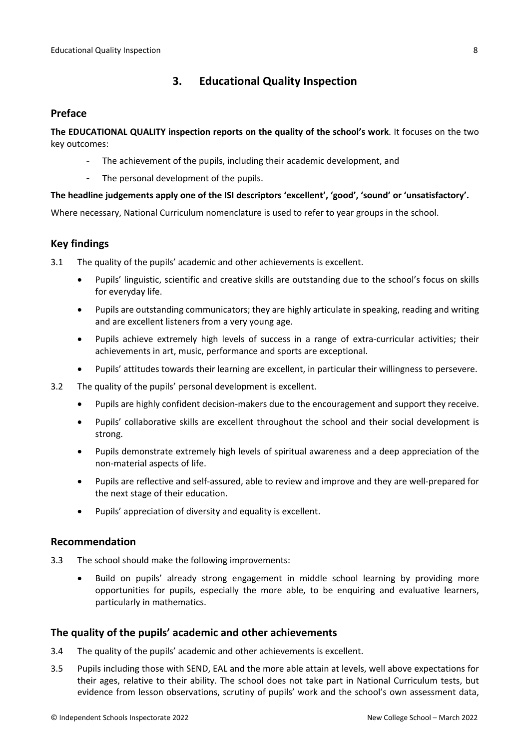# 3. Educational Quality Inspection

## Preface

**The EDUCATIONAL QUALITY inspection reports on the quality of the school's work**. It focuses on the two key outcomes:

- The achievement of the pupils, including their academic development, and
- The personal development of the pupils.

**The headline judgements apply one of the ISI descriptors 'excellent', 'good', 'sound' or 'unsatisfactory'.**

Where necessary, National Curriculum nomenclature is used to refer to year groups in the school.

## Key findings

3.1 The quality of the pupils' academic and other achievements is excellent.

- Pupils' linguistic, scientific and creative skills are outstanding due to the school's focus on skills for everyday life.
- Pupils are outstanding communicators; they are highly articulate in speaking, reading and writing and are excellent listeners from a very young age.
- Pupils achieve extremely high levels of success in a range of extra-curricular activities; their achievements in art, music, performance and sports are exceptional.
- Pupils' attitudes towards their learning are excellent, in particular their willingness to persevere.

3.2 The quality of the pupils' personal development is excellent.

- Pupils are highly confident decision-makers due to the encouragement and support they receive.
- Pupils' collaborative skills are excellent throughout the school and their social development is strong.
- Pupils demonstrate extremely high levels of spiritual awareness and a deep appreciation of the non-material aspects of life.
- Pupils are reflective and self-assured, able to review and improve and they are well-prepared for the next stage of their education.
- Pupils' appreciation of diversity and equality is excellent.

## Recommendation

3.3 The school should make the following improvements:

- Build on pupils' already strong engagement in middle school learning by providing more opportunities for pupils, especially the more able, to be enquiring and evaluative learners, particularly in mathematics.

## The quality of the pupils' academic and other achievements

3.4 The quality of the pupils' academic and other achievements is excellent.

3.5 Pupils including those with SEND, EAL and the more able attain at levels, well above expectations for their ages, relative to their ability. The school does not take part in National Curriculum tests, but evidence from lesson observations, scrutiny of pupils' work and the school's own assessment data,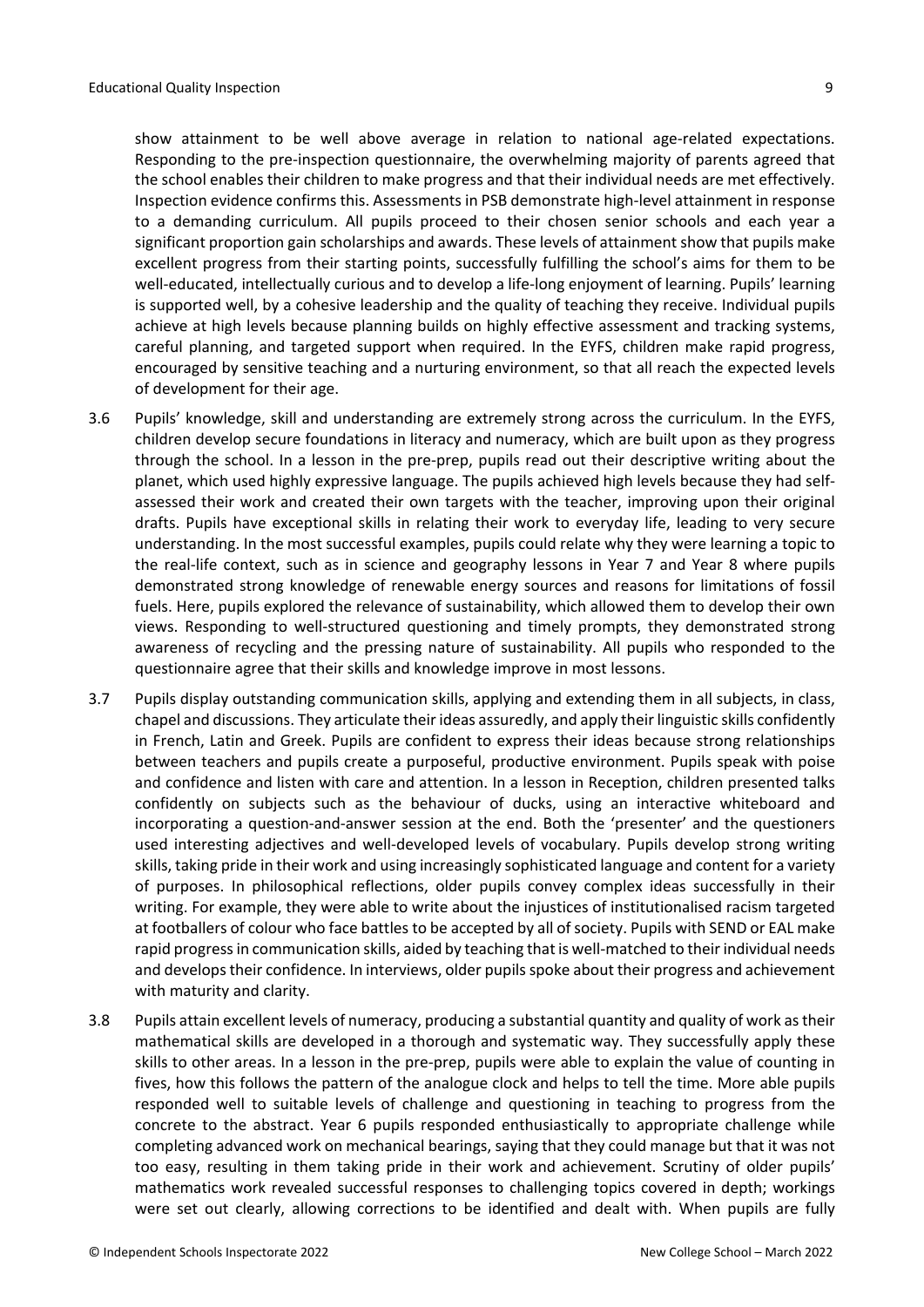show attainment to be well above average in relation to national age-related expectations. Responding to the pre-inspection questionnaire, the overwhelming majority of parents agreed that the school enables their children to make progress and that their individual needs are met effectively. Inspection evidence confirms this. Assessments in PSB demonstrate high-level attainment in response to a demanding curriculum. All pupils proceed to their chosen senior schools and each year a significant proportion gain scholarships and awards. These levels of attainment show that pupils make excellent progress from their starting points, successfully fulfilling the school's aims for them to be well-educated, intellectually curious and to develop a life-long enjoyment of learning. Pupils' learning is supported well, by a cohesive leadership and the quality of teaching they receive. Individual pupils achieve at high levels because planning builds on highly effective assessment and tracking systems, careful planning, and targeted support when required. In the EYFS, children make rapid progress, encouraged by sensitive teaching and a nurturing environment, so that all reach the expected levels of development for their age.

3.6 Pupils' knowledge, skill and understanding are extremely strong across the curriculum. In the EYFS, children develop secure foundations in literacy and numeracy, which are built upon as they progress through the school. In a lesson in the pre-prep, pupils read out their descriptive writing about the planet, which used highly expressive language. The pupils achieved high levels because they had self-assessed their work and created their own targets with the teacher, improving upon their original drafts. Pupils have exceptional skills in relating their work to everyday life, leading to very secure understanding. In the most successful examples, pupils could relate why they were learning a topic to the real-life context, such as in science and geography lessons in Year 7 and Year 8 where pupils demonstrated strong knowledge of renewable energy sources and reasons for limitations of fossil fuels. Here, pupils explored the relevance of sustainability, which allowed them to develop their own views. Responding to well-structured questioning and timely prompts, they demonstrated strong awareness of recycling and the pressing nature of sustainability. All pupils who responded to the questionnaire agree that their skills and knowledge improve in most lessons.

3.7 Pupils display outstanding communication skills, applying and extending them in all subjects, in class, chapel and discussions. They articulate their ideas assuredly, and apply their linguistic skills confidently in French, Latin and Greek. Pupils are confident to express their ideas because strong relationships between teachers and pupils create a purposeful, productive environment. Pupils speak with poise and confidence and listen with care and attention. In a lesson in Reception, children presented talks confidently on subjects such as the behaviour of ducks, using an interactive whiteboard and incorporating a question-and-answer session at the end. Both the 'presenter' and the questioners used interesting adjectives and well-developed levels of vocabulary. Pupils develop strong writing skills, taking pride in their work and using increasingly sophisticated language and content for a variety of purposes. In philosophical reflections, older pupils convey complex ideas successfully in their writing. For example, they were able to write about the injustices of institutionalised racism targeted at footballers of colour who face battles to be accepted by all of society. Pupils with SEND or EAL make rapid progress in communication skills, aided by teaching that is well-matched to their individual needs and develops their confidence. In interviews, older pupils spoke about their progress and achievement with maturity and clarity.

3.8 Pupils attain excellent levels of numeracy, producing a substantial quantity and quality of work as their mathematical skills are developed in a thorough and systematic way. They successfully apply these skills to other areas. In a lesson in the pre-prep, pupils were able to explain the value of counting in fives, how this follows the pattern of the analogue clock and helps to tell the time. More able pupils responded well to suitable levels of challenge and questioning in teaching to progress from the concrete to the abstract. Year 6 pupils responded enthusiastically to appropriate challenge while completing advanced work on mechanical bearings, saying that they could manage but that it was not too easy, resulting in them taking pride in their work and achievement. Scrutiny of older pupils' mathematics work revealed successful responses to challenging topics covered in depth; workings were set out clearly, allowing corrections to be identified and dealt with. When pupils are fully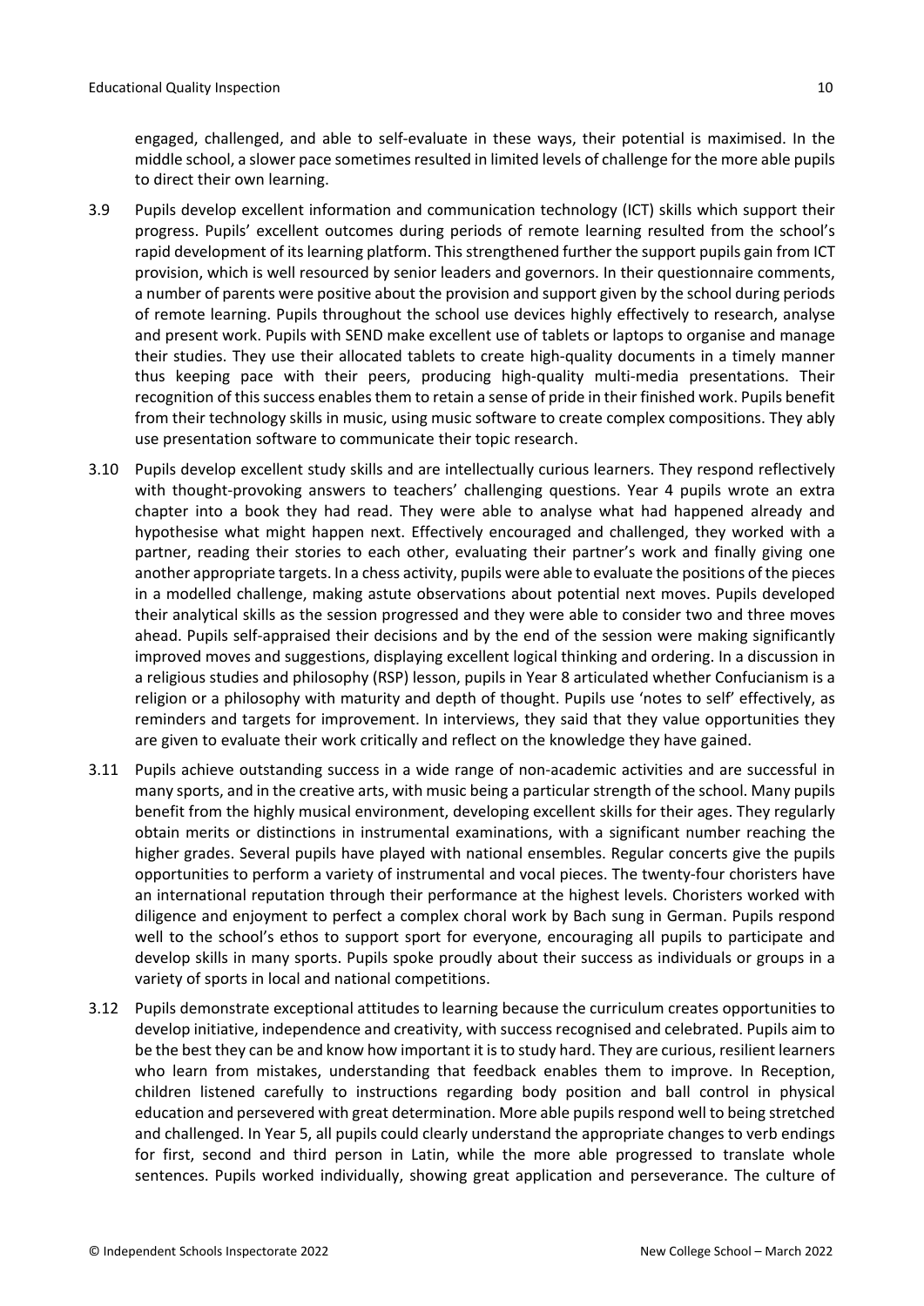engaged, challenged, and able to self-evaluate in these ways, their potential is maximised. In the middle school, a slower pace sometimes resulted in limited levels of challenge for the more able pupils to direct their own learning.

3.9 Pupils develop excellent information and communication technology (ICT) skills which support their progress. Pupils' excellent outcomes during periods of remote learning resulted from the school's rapid development of its learning platform. This strengthened further the support pupils gain from ICT provision, which is well resourced by senior leaders and governors. In their questionnaire comments, a number of parents were positive about the provision and support given by the school during periods of remote learning. Pupils throughout the school use devices highly effectively to research, analyse and present work. Pupils with SEND make excellent use of tablets or laptops to organise and manage their studies. They use their allocated tablets to create high-quality documents in a timely manner thus keeping pace with their peers, producing high-quality multi-media presentations. Their recognition of this success enables them to retain a sense of pride in their finished work. Pupils benefit from their technology skills in music, using music software to create complex compositions. They ably use presentation software to communicate their topic research.

3.10 Pupils develop excellent study skills and are intellectually curious learners. They respond reflectively with thought-provoking answers to teachers' challenging questions. Year 4 pupils wrote an extra chapter into a book they had read. They were able to analyse what had happened already and hypothesise what might happen next. Effectively encouraged and challenged, they worked with a partner, reading their stories to each other, evaluating their partner's work and finally giving one another appropriate targets. In a chess activity, pupils were able to evaluate the positions of the pieces in a modelled challenge, making astute observations about potential next moves. Pupils developed their analytical skills as the session progressed and they were able to consider two and three moves ahead. Pupils self-appraised their decisions and by the end of the session were making significantly improved moves and suggestions, displaying excellent logical thinking and ordering. In a discussion in a religious studies and philosophy (RSP) lesson, pupils in Year 8 articulated whether Confucianism is a religion or a philosophy with maturity and depth of thought. Pupils use 'notes to self' effectively, as reminders and targets for improvement. In interviews, they said that they value opportunities they are given to evaluate their work critically and reflect on the knowledge they have gained.

3.11 Pupils achieve outstanding success in a wide range of non-academic activities and are successful in many sports, and in the creative arts, with music being a particular strength of the school. Many pupils benefit from the highly musical environment, developing excellent skills for their ages. They regularly obtain merits or distinctions in instrumental examinations, with a significant number reaching the higher grades. Several pupils have played with national ensembles. Regular concerts give the pupils opportunities to perform a variety of instrumental and vocal pieces. The twenty-four choristers have an international reputation through their performance at the highest levels. Choristers worked with diligence and enjoyment to perfect a complex choral work by Bach sung in German. Pupils respond well to the school's ethos to support sport for everyone, encouraging all pupils to participate and develop skills in many sports. Pupils spoke proudly about their success as individuals or groups in a variety of sports in local and national competitions.

3.12 Pupils demonstrate exceptional attitudes to learning because the curriculum creates opportunities to develop initiative, independence and creativity, with success recognised and celebrated. Pupils aim to be the best they can be and know how important it is to study hard. They are curious, resilient learners who learn from mistakes, understanding that feedback enables them to improve. In Reception, children listened carefully to instructions regarding body position and ball control in physical education and persevered with great determination. More able pupils respond well to being stretched and challenged. In Year 5, all pupils could clearly understand the appropriate changes to verb endings for first, second and third person in Latin, while the more able progressed to translate whole sentences. Pupils worked individually, showing great application and perseverance. The culture of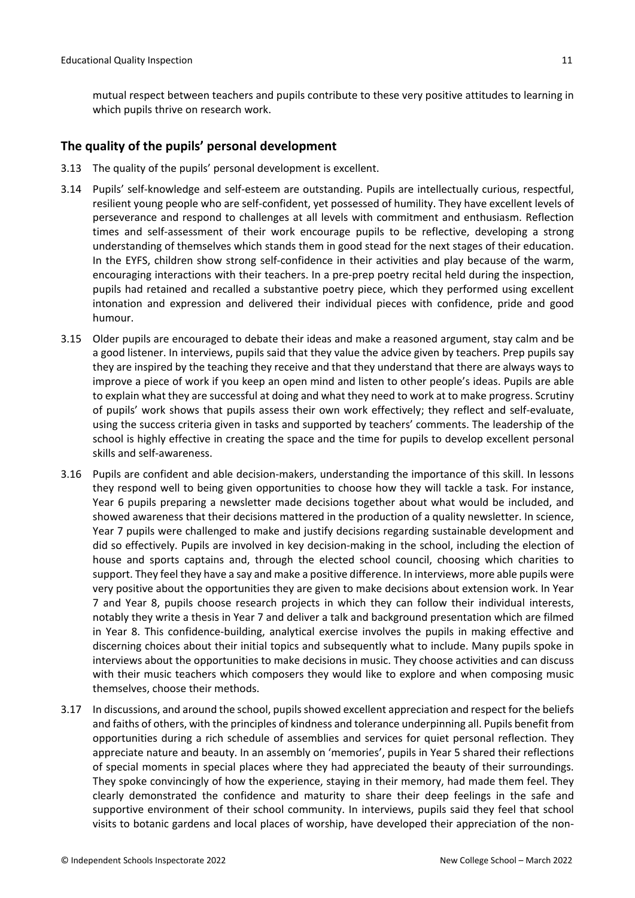mutual respect between teachers and pupils contribute to these very positive attitudes to learning in which pupils thrive on research work.

## The quality of the pupils' personal development

3.13 The quality of the pupils' personal development is excellent.

3.14 Pupils' self-knowledge and self-esteem are outstanding. Pupils are intellectually curious, respectful, resilient young people who are self-confident, yet possessed of humility. They have excellent levels of perseverance and respond to challenges at all levels with commitment and enthusiasm. Reflection times and self-assessment of their work encourage pupils to be reflective, developing a strong understanding of themselves which stands them in good stead for the next stages of their education. In the EYFS, children show strong self-confidence in their activities and play because of the warm, encouraging interactions with their teachers. In a pre-prep poetry recital held during the inspection, pupils had retained and recalled a substantive poetry piece, which they performed using excellent intonation and expression and delivered their individual pieces with confidence, pride and good humour.

3.15 Older pupils are encouraged to debate their ideas and make a reasoned argument, stay calm and be a good listener. In interviews, pupils said that they value the advice given by teachers. Prep pupils say they are inspired by the teaching they receive and that they understand that there are always ways to improve a piece of work if you keep an open mind and listen to other people's ideas. Pupils are able to explain what they are successful at doing and what they need to work at to make progress. Scrutiny of pupils' work shows that pupils assess their own work effectively; they reflect and self-evaluate, using the success criteria given in tasks and supported by teachers' comments. The leadership of the school is highly effective in creating the space and the time for pupils to develop excellent personal skills and self-awareness.

3.16 Pupils are confident and able decision-makers, understanding the importance of this skill. In lessons they respond well to being given opportunities to choose how they will tackle a task. For instance, Year 6 pupils preparing a newsletter made decisions together about what would be included, and showed awareness that their decisions mattered in the production of a quality newsletter. In science, Year 7 pupils were challenged to make and justify decisions regarding sustainable development and did so effectively. Pupils are involved in key decision-making in the school, including the election of house and sports captains and, through the elected school council, choosing which charities to support. They feel they have a say and make a positive difference. In interviews, more able pupils were very positive about the opportunities they are given to make decisions about extension work. In Year 7 and Year 8, pupils choose research projects in which they can follow their individual interests, notably they write a thesis in Year 7 and deliver a talk and background presentation which are filmed in Year 8. This confidence-building, analytical exercise involves the pupils in making effective and discerning choices about their initial topics and subsequently what to include. Many pupils spoke in interviews about the opportunities to make decisions in music. They choose activities and can discuss with their music teachers which composers they would like to explore and when composing music themselves, choose their methods.

3.17 In discussions, and around the school, pupils showed excellent appreciation and respect for the beliefs and faiths of others, with the principles of kindness and tolerance underpinning all. Pupils benefit from opportunities during a rich schedule of assemblies and services for quiet personal reflection. They appreciate nature and beauty. In an assembly on 'memories', pupils in Year 5 shared their reflections of special moments in special places where they had appreciated the beauty of their surroundings. They spoke convincingly of how the experience, staying in their memory, had made them feel. They clearly demonstrated the confidence and maturity to share their deep feelings in the safe and supportive environment of their school community. In interviews, pupils said they feel that school visits to botanic gardens and local places of worship, have developed their appreciation of the non-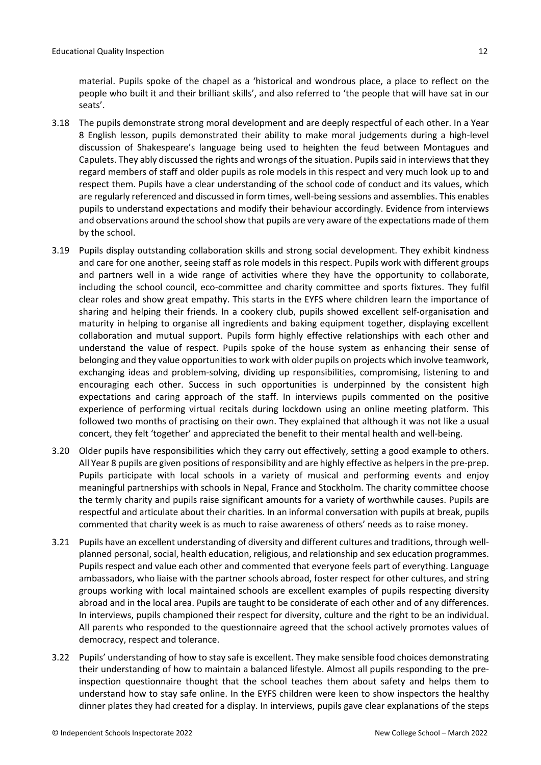material. Pupils spoke of the chapel as a 'historical and wondrous place, a place to reflect on the people who built it and their brilliant skills', and also referred to 'the people that will have sat in our seats'.

3.18 The pupils demonstrate strong moral development and are deeply respectful of each other. In a Year 8 English lesson, pupils demonstrated their ability to make moral judgements during a high-level discussion of Shakespeare's language being used to heighten the feud between Montagues and Capulets. They ably discussed the rights and wrongs of the situation. Pupils said in interviews that they regard members of staff and older pupils as role models in this respect and very much look up to and respect them. Pupils have a clear understanding of the school code of conduct and its values, which are regularly referenced and discussed in form times, well-being sessions and assemblies. This enables pupils to understand expectations and modify their behaviour accordingly. Evidence from interviews and observations around the school show that pupils are very aware of the expectations made of them by the school.

3.19 Pupils display outstanding collaboration skills and strong social development. They exhibit kindness and care for one another, seeing staff as role models in this respect. Pupils work with different groups and partners well in a wide range of activities where they have the opportunity to collaborate, including the school council, eco-committee and charity committee and sports fixtures. They fulfil clear roles and show great empathy. This starts in the EYFS where children learn the importance of sharing and helping their friends. In a cookery club, pupils showed excellent self-organisation and maturity in helping to organise all ingredients and baking equipment together, displaying excellent collaboration and mutual support. Pupils form highly effective relationships with each other and understand the value of respect. Pupils spoke of the house system as enhancing their sense of belonging and they value opportunities to work with older pupils on projects which involve teamwork, exchanging ideas and problem-solving, dividing up responsibilities, compromising, listening to and encouraging each other. Success in such opportunities is underpinned by the consistent high expectations and caring approach of the staff. In interviews pupils commented on the positive experience of performing virtual recitals during lockdown using an online meeting platform. This followed two months of practising on their own. They explained that although it was not like a usual concert, they felt 'together' and appreciated the benefit to their mental health and well-being.

3.20 Older pupils have responsibilities which they carry out effectively, setting a good example to others. All Year 8 pupils are given positions of responsibility and are highly effective as helpers in the pre-prep. Pupils participate with local schools in a variety of musical and performing events and enjoy meaningful partnerships with schools in Nepal, France and Stockholm. The charity committee choose the termly charity and pupils raise significant amounts for a variety of worthwhile causes. Pupils are respectful and articulate about their charities. In an informal conversation with pupils at break, pupils commented that charity week is as much to raise awareness of others' needs as to raise money.

3.21 Pupils have an excellent understanding of diversity and different cultures and traditions, through well-planned personal, social, health education, religious, and relationship and sex education programmes. Pupils respect and value each other and commented that everyone feels part of everything. Language ambassadors, who liaise with the partner schools abroad, foster respect for other cultures, and string groups working with local maintained schools are excellent examples of pupils respecting diversity abroad and in the local area. Pupils are taught to be considerate of each other and of any differences. In interviews, pupils championed their respect for diversity, culture and the right to be an individual. All parents who responded to the questionnaire agreed that the school actively promotes values of democracy, respect and tolerance.

3.22 Pupils' understanding of how to stay safe is excellent. They make sensible food choices demonstrating their understanding of how to maintain a balanced lifestyle. Almost all pupils responding to the pre-inspection questionnaire thought that the school teaches them about safety and helps them to understand how to stay safe online. In the EYFS children were keen to show inspectors the healthy dinner plates they had created for a display. In interviews, pupils gave clear explanations of the steps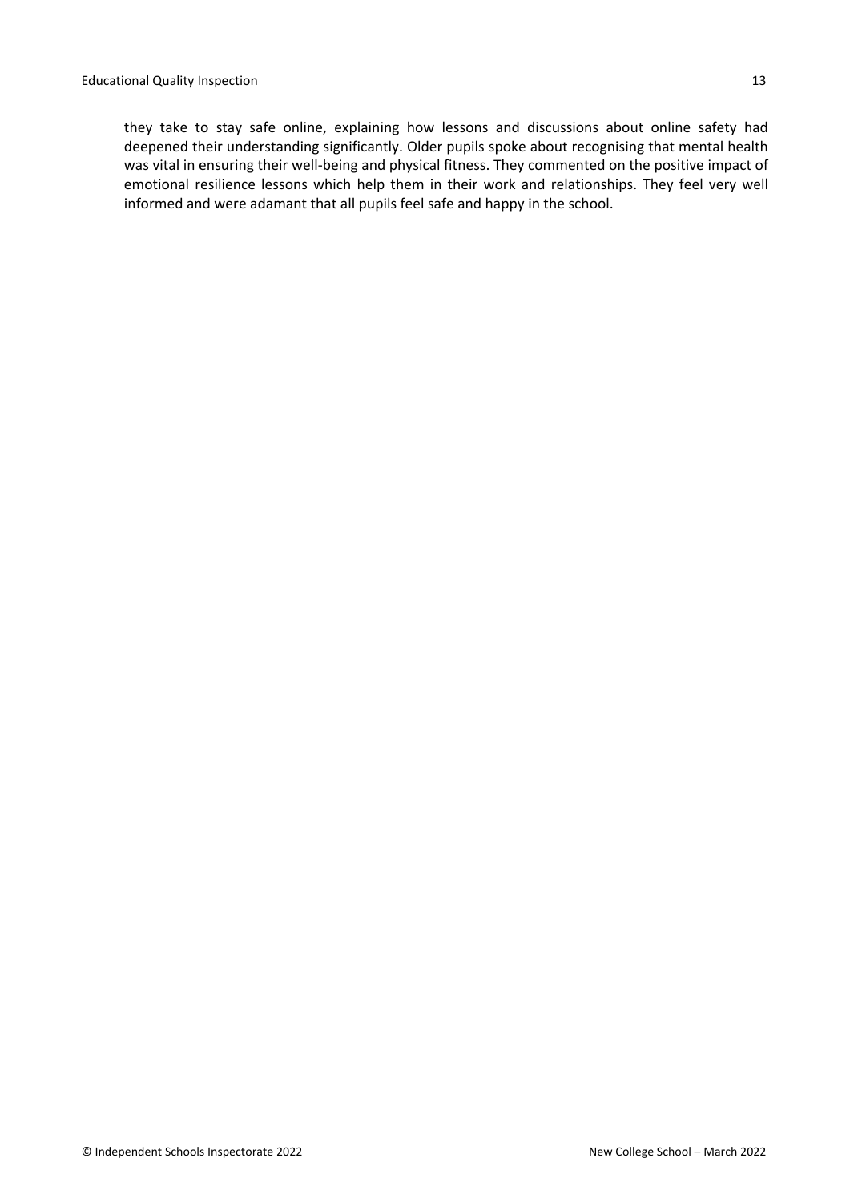they take to stay safe online, explaining how lessons and discussions about online safety had deepened their understanding significantly. Older pupils spoke about recognising that mental health was vital in ensuring their well-being and physical fitness. They commented on the positive impact of emotional resilience lessons which help them in their work and relationships. They feel very well informed and were adamant that all pupils feel safe and happy in the school.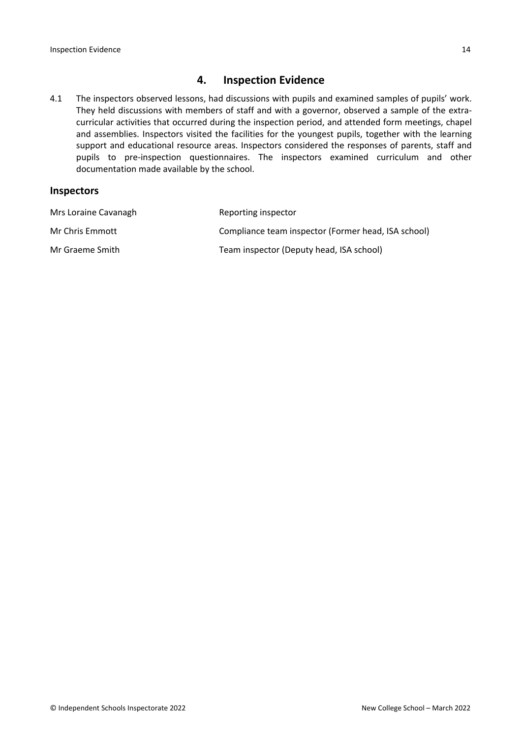## 4. Inspection Evidence

4.1 The inspectors observed lessons, had discussions with pupils and examined samples of pupils' work. They held discussions with members of staff and with a governor, observed a sample of the extra-curricular activities that occurred during the inspection period, and attended form meetings, chapel and assemblies. Inspectors visited the facilities for the youngest pupils, together with the learning support and educational resource areas. Inspectors considered the responses of parents, staff and pupils to pre-inspection questionnaires. The inspectors examined curriculum and other documentation made available by the school.

### Inspectors

| | |
|---|---|
| Mrs Loraine Cavanagh | Reporting inspector |
| Mr Chris Emmott | Compliance team inspector (Former head, ISA school) |
| Mr Graeme Smith | Team inspector (Deputy head, ISA school) |